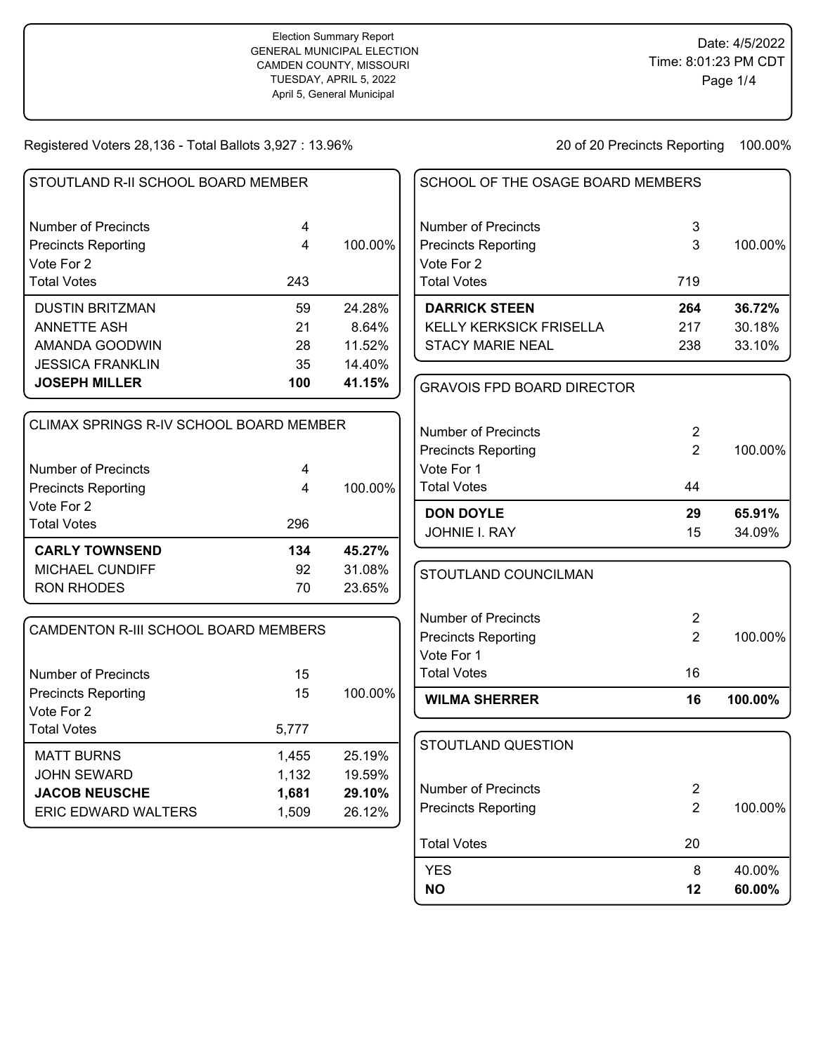Election Summary Report
GENERAL MUNICIPAL ELECTION
CAMDEN COUNTY, MISSOURI
TUESDAY, APRIL 5, 2022
April 5, General Municipal

Date: 4/5/2022
Time: 8:01:23 PM CDT

Registered Voters 28,136 - Total Ballots 3,927 : 13.96%

20 of 20 Precincts Reporting 100.00%

## STOUTLAND R-II SCHOOL BOARD MEMBER

| | | |
|---|---|---|
| Number of Precincts | 4 | |
| Precincts Reporting | 4 | 100.00% |
| Vote For 2 | | |
| Total Votes | 243 | |
| DUSTIN BRITZMAN | 59 | 24.28% |
| ANNETTE ASH | 21 | 8.64% |
| AMANDA GOODWIN | 28 | 11.52% |
| JESSICA FRANKLIN | 35 | 14.40% |
| **JOSEPH MILLER** | **100** | **41.15%** |

## CLIMAX SPRINGS R-IV SCHOOL BOARD MEMBER

| | | |
|---|---|---|
| Number of Precincts | 4 | |
| Precincts Reporting | 4 | 100.00% |
| Vote For 2 | | |
| Total Votes | 296 | |
| **CARLY TOWNSEND** | **134** | **45.27%** |
| MICHAEL CUNDIFF | 92 | 31.08% |
| RON RHODES | 70 | 23.65% |

## CAMDENTON R-III SCHOOL BOARD MEMBERS

| | | |
|---|---|---|
| Number of Precincts | 15 | |
| Precincts Reporting | 15 | 100.00% |
| Vote For 2 | | |
| Total Votes | 5,777 | |
| MATT BURNS | 1,455 | 25.19% |
| JOHN SEWARD | 1,132 | 19.59% |
| **JACOB NEUSCHE** | **1,681** | **29.10%** |
| ERIC EDWARD WALTERS | 1,509 | 26.12% |

## SCHOOL OF THE OSAGE BOARD MEMBERS

| | | |
|---|---|---|
| Number of Precincts | 3 | |
| Precincts Reporting | 3 | 100.00% |
| Vote For 2 | | |
| Total Votes | 719 | |
| **DARRICK STEEN** | **264** | **36.72%** |
| KELLY KERKSICK FRISELLA | 217 | 30.18% |
| STACY MARIE NEAL | 238 | 33.10% |

## GRAVOIS FPD BOARD DIRECTOR

| | | |
|---|---|---|
| Number of Precincts | 2 | |
| Precincts Reporting | 2 | 100.00% |
| Vote For 1 | | |
| Total Votes | 44 | |
| **DON DOYLE** | **29** | **65.91%** |
| JOHNIE I. RAY | 15 | 34.09% |

## STOUTLAND COUNCILMAN

| | | |
|---|---|---|
| Number of Precincts | 2 | |
| Precincts Reporting | 2 | 100.00% |
| Vote For 1 | | |
| Total Votes | 16 | |
| **WILMA SHERRER** | **16** | **100.00%** |

## STOUTLAND QUESTION

| | | |
|---|---|---|
| Number of Precincts | 2 | |
| Precincts Reporting | 2 | 100.00% |
| Total Votes | 20 | |
| YES | 8 | 40.00% |
| **NO** | **12** | **60.00%** |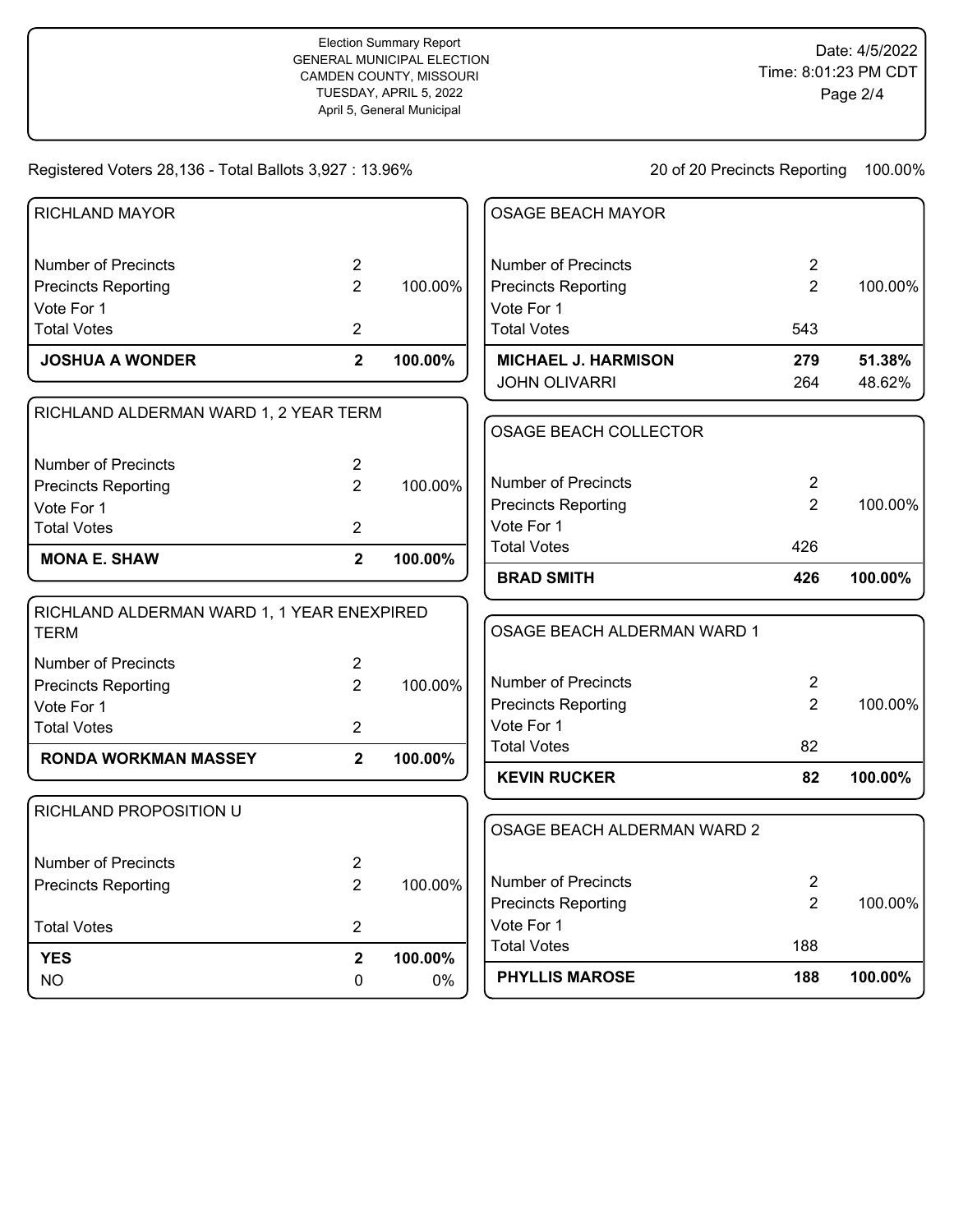Election Summary Report
GENERAL MUNICIPAL ELECTION
CAMDEN COUNTY, MISSOURI
TUESDAY, APRIL 5, 2022
April 5, General Municipal

Date: 4/5/2022
Time: 8:01:23 PM CDT

Registered Voters 28,136 - Total Ballots 3,927 : 13.96%

20 of 20 Precincts Reporting 100.00%

## RICHLAND MAYOR

| | | |
|---|---|---|
| Number of Precincts | 2 | |
| Precincts Reporting | 2 | 100.00% |
| Vote For 1 | | |
| Total Votes | 2 | |
| **JOSHUA A WONDER** | **2** | **100.00%** |

## RICHLAND ALDERMAN WARD 1, 2 YEAR TERM

| | | |
|---|---|---|
| Number of Precincts | 2 | |
| Precincts Reporting | 2 | 100.00% |
| Vote For 1 | | |
| Total Votes | 2 | |
| **MONA E. SHAW** | **2** | **100.00%** |

## RICHLAND ALDERMAN WARD 1, 1 YEAR ENEXPIRED TERM

| | | |
|---|---|---|
| Number of Precincts | 2 | |
| Precincts Reporting | 2 | 100.00% |
| Vote For 1 | | |
| Total Votes | 2 | |
| **RONDA WORKMAN MASSEY** | **2** | **100.00%** |

## RICHLAND PROPOSITION U

| | | |
|---|---|---|
| Number of Precincts | 2 | |
| Precincts Reporting | 2 | 100.00% |
| Total Votes | 2 | |
| **YES** | **2** | **100.00%** |
| NO | 0 | 0% |

## OSAGE BEACH MAYOR

| | | |
|---|---|---|
| Number of Precincts | 2 | |
| Precincts Reporting | 2 | 100.00% |
| Vote For 1 | | |
| Total Votes | 543 | |
| **MICHAEL J. HARMISON** | **279** | **51.38%** |
| JOHN OLIVARRI | 264 | 48.62% |

## OSAGE BEACH COLLECTOR

| | | |
|---|---|---|
| Number of Precincts | 2 | |
| Precincts Reporting | 2 | 100.00% |
| Vote For 1 | | |
| Total Votes | 426 | |
| **BRAD SMITH** | **426** | **100.00%** |

## OSAGE BEACH ALDERMAN WARD 1

| | | |
|---|---|---|
| Number of Precincts | 2 | |
| Precincts Reporting | 2 | 100.00% |
| Vote For 1 | | |
| Total Votes | 82 | |
| **KEVIN RUCKER** | **82** | **100.00%** |

## OSAGE BEACH ALDERMAN WARD 2

| | | |
|---|---|---|
| Number of Precincts | 2 | |
| Precincts Reporting | 2 | 100.00% |
| Vote For 1 | | |
| Total Votes | 188 | |
| **PHYLLIS MAROSE** | **188** | **100.00%** |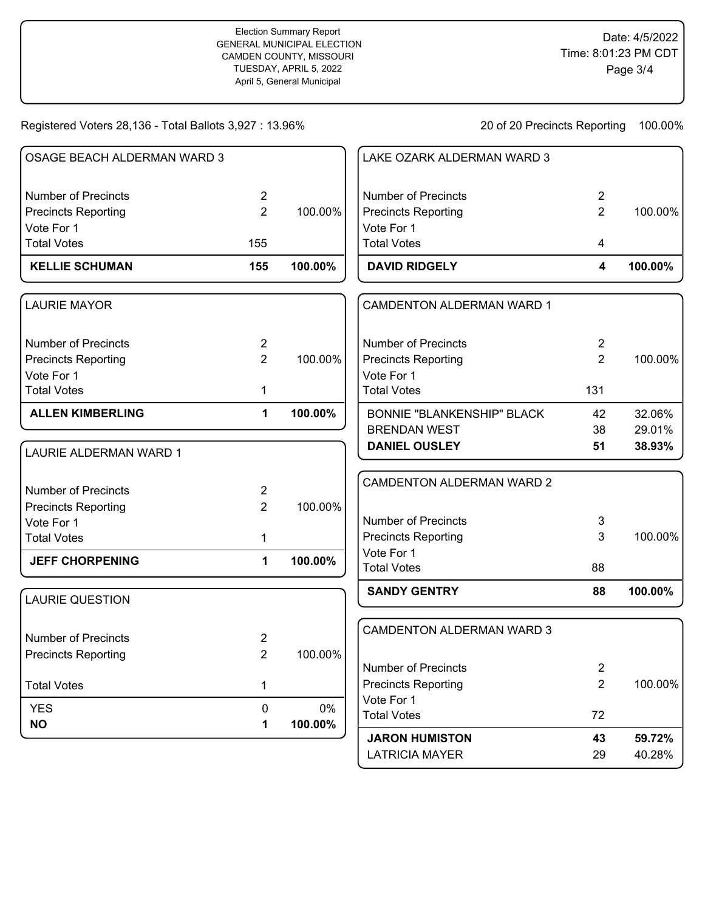Election Summary Report
GENERAL MUNICIPAL ELECTION
CAMDEN COUNTY, MISSOURI
TUESDAY, APRIL 5, 2022
April 5, General Municipal

Date: 4/5/2022
Time: 8:01:23 PM CDT

Registered Voters 28,136 - Total Ballots 3,927 : 13.96%

20 of 20 Precincts Reporting 100.00%

## OSAGE BEACH ALDERMAN WARD 3

| | | |
|---|---|---|
| Number of Precincts | 2 | |
| Precincts Reporting | 2 | 100.00% |
| Vote For 1 | | |
| Total Votes | 155 | |
| **KELLIE SCHUMAN** | **155** | **100.00%** |

## LAURIE MAYOR

| | | |
|---|---|---|
| Number of Precincts | 2 | |
| Precincts Reporting | 2 | 100.00% |
| Vote For 1 | | |
| Total Votes | 1 | |
| **ALLEN KIMBERLING** | **1** | **100.00%** |

## LAURIE ALDERMAN WARD 1

| | | |
|---|---|---|
| Number of Precincts | 2 | |
| Precincts Reporting | 2 | 100.00% |
| Vote For 1 | | |
| Total Votes | 1 | |
| **JEFF CHORPENING** | **1** | **100.00%** |

## LAURIE QUESTION

| | | |
|---|---|---|
| Number of Precincts | 2 | |
| Precincts Reporting | 2 | 100.00% |
| Total Votes | 1 | |
| YES | 0 | 0% |
| **NO** | **1** | **100.00%** |

## LAKE OZARK ALDERMAN WARD 3

| | | |
|---|---|---|
| Number of Precincts | 2 | |
| Precincts Reporting | 2 | 100.00% |
| Vote For 1 | | |
| Total Votes | 4 | |
| **DAVID RIDGELY** | **4** | **100.00%** |

## CAMDENTON ALDERMAN WARD 1

| | | |
|---|---|---|
| Number of Precincts | 2 | |
| Precincts Reporting | 2 | 100.00% |
| Vote For 1 | | |
| Total Votes | 131 | |
| BONNIE "BLANKENSHIP" BLACK | 42 | 32.06% |
| BRENDAN WEST | 38 | 29.01% |
| **DANIEL OUSLEY** | **51** | **38.93%** |

## CAMDENTON ALDERMAN WARD 2

| | | |
|---|---|---|
| Number of Precincts | 3 | |
| Precincts Reporting | 3 | 100.00% |
| Vote For 1 | | |
| Total Votes | 88 | |
| **SANDY GENTRY** | **88** | **100.00%** |

## CAMDENTON ALDERMAN WARD 3

| | | |
|---|---|---|
| Number of Precincts | 2 | |
| Precincts Reporting | 2 | 100.00% |
| Vote For 1 | | |
| Total Votes | 72 | |
| **JARON HUMISTON** | **43** | **59.72%** |
| LATRICIA MAYER | 29 | 40.28% |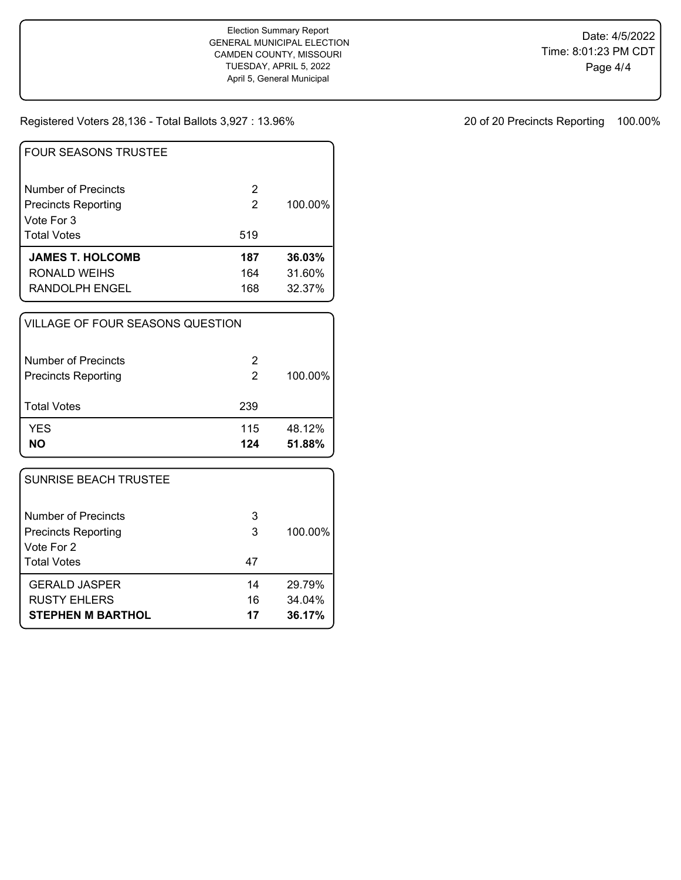Election Summary Report
GENERAL MUNICIPAL ELECTION
CAMDEN COUNTY, MISSOURI
TUESDAY, APRIL 5, 2022
April 5, General Municipal

Date: 4/5/2022
Time: 8:01:23 PM CDT

Registered Voters 28,136 - Total Ballots 3,927 : 13.96%

20 of 20 Precincts Reporting 100.00%

## FOUR SEASONS TRUSTEE

| | | |
|---|---|---|
| Number of Precincts | 2 | |
| Precincts Reporting | 2 | 100.00% |
| Vote For 3 | | |
| Total Votes | 519 | |
| **JAMES T. HOLCOMB** | **187** | **36.03%** |
| RONALD WEIHS | 164 | 31.60% |
| RANDOLPH ENGEL | 168 | 32.37% |

## VILLAGE OF FOUR SEASONS QUESTION

| | | |
|---|---|---|
| Number of Precincts | 2 | |
| Precincts Reporting | 2 | 100.00% |
| Total Votes | 239 | |
| YES | 115 | 48.12% |
| **NO** | **124** | **51.88%** |

## SUNRISE BEACH TRUSTEE

| | | |
|---|---|---|
| Number of Precincts | 3 | |
| Precincts Reporting | 3 | 100.00% |
| Vote For 2 | | |
| Total Votes | 47 | |
| GERALD JASPER | 14 | 29.79% |
| RUSTY EHLERS | 16 | 34.04% |
| **STEPHEN M BARTHOL** | **17** | **36.17%** |